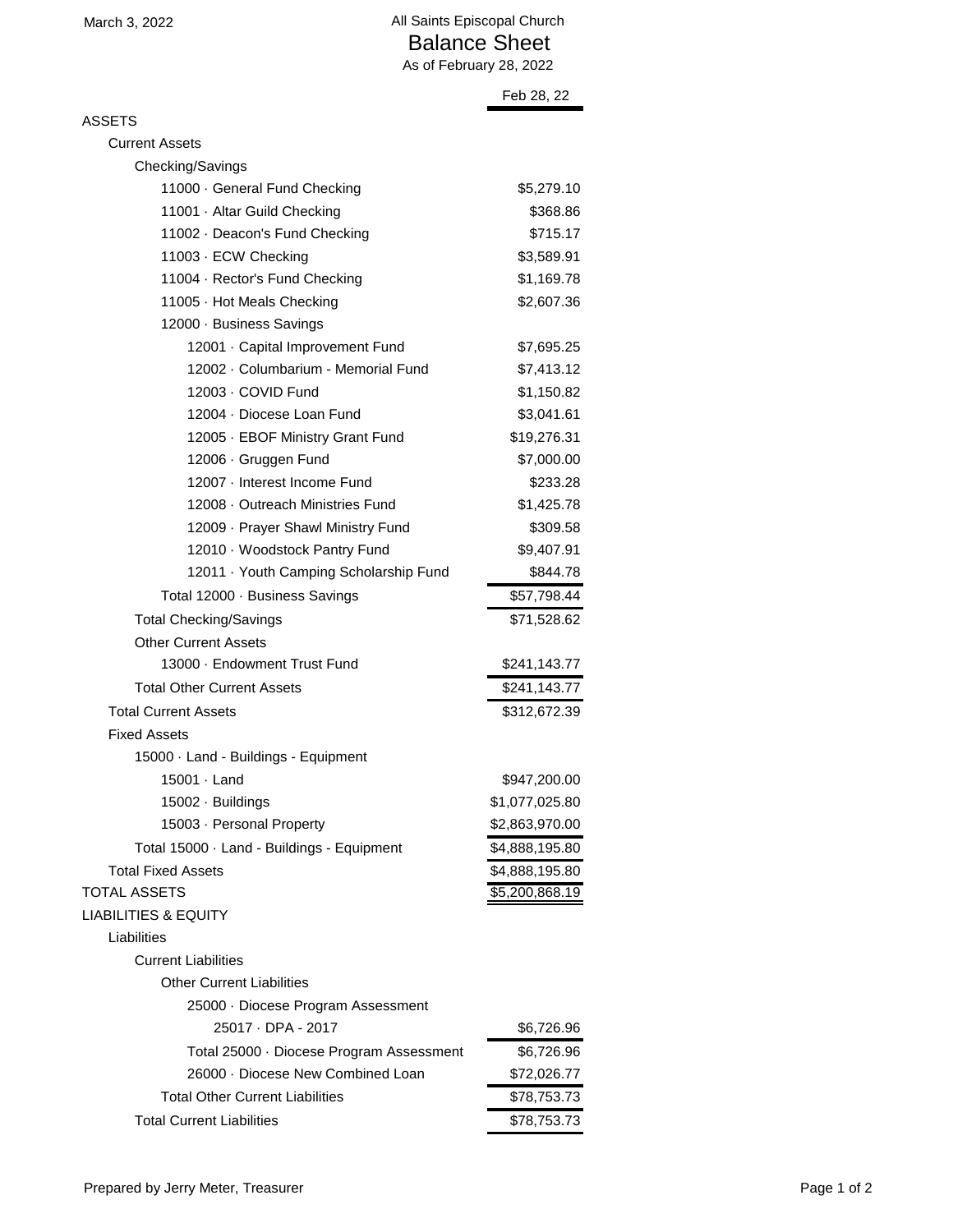March 3, 2022

# All Saints Episcopal Church

## Balance Sheet

As of February 28, 2022

| | Feb 28, 22 |
|---|---|
| **ASSETS** | |
| Current Assets | |
| Checking/Savings | |
| 11000 · General Fund Checking | $5,279.10 |
| 11001 · Altar Guild Checking | $368.86 |
| 11002 · Deacon's Fund Checking | $715.17 |
| 11003 · ECW Checking | $3,589.91 |
| 11004 · Rector's Fund Checking | $1,169.78 |
| 11005 · Hot Meals Checking | $2,607.36 |
| 12000 · Business Savings | |
| 12001 · Capital Improvement Fund | $7,695.25 |
| 12002 · Columbarium - Memorial Fund | $7,413.12 |
| 12003 · COVID Fund | $1,150.82 |
| 12004 · Diocese Loan Fund | $3,041.61 |
| 12005 · EBOF Ministry Grant Fund | $19,276.31 |
| 12006 · Gruggen Fund | $7,000.00 |
| 12007 · Interest Income Fund | $233.28 |
| 12008 · Outreach Ministries Fund | $1,425.78 |
| 12009 · Prayer Shawl Ministry Fund | $309.58 |
| 12010 · Woodstock Pantry Fund | $9,407.91 |
| 12011 · Youth Camping Scholarship Fund | $844.78 |
| Total 12000 · Business Savings | $57,798.44 |
| Total Checking/Savings | $71,528.62 |
| Other Current Assets | |
| 13000 · Endowment Trust Fund | $241,143.77 |
| Total Other Current Assets | $241,143.77 |
| Total Current Assets | $312,672.39 |
| Fixed Assets | |
| 15000 · Land - Buildings - Equipment | |
| 15001 · Land | $947,200.00 |
| 15002 · Buildings | $1,077,025.80 |
| 15003 · Personal Property | $2,863,970.00 |
| Total 15000 · Land - Buildings - Equipment | $4,888,195.80 |
| Total Fixed Assets | $4,888,195.80 |
| **TOTAL ASSETS** | $5,200,868.19 |
| **LIABILITIES & EQUITY** | |
| Liabilities | |
| Current Liabilities | |
| Other Current Liabilities | |
| 25000 · Diocese Program Assessment | |
| 25017 · DPA - 2017 | $6,726.96 |
| Total 25000 · Diocese Program Assessment | $6,726.96 |
| 26000 · Diocese New Combined Loan | $72,026.77 |
| Total Other Current Liabilities | $78,753.73 |
| Total Current Liabilities | $78,753.73 |

Prepared by Jerry Meter, Treasurer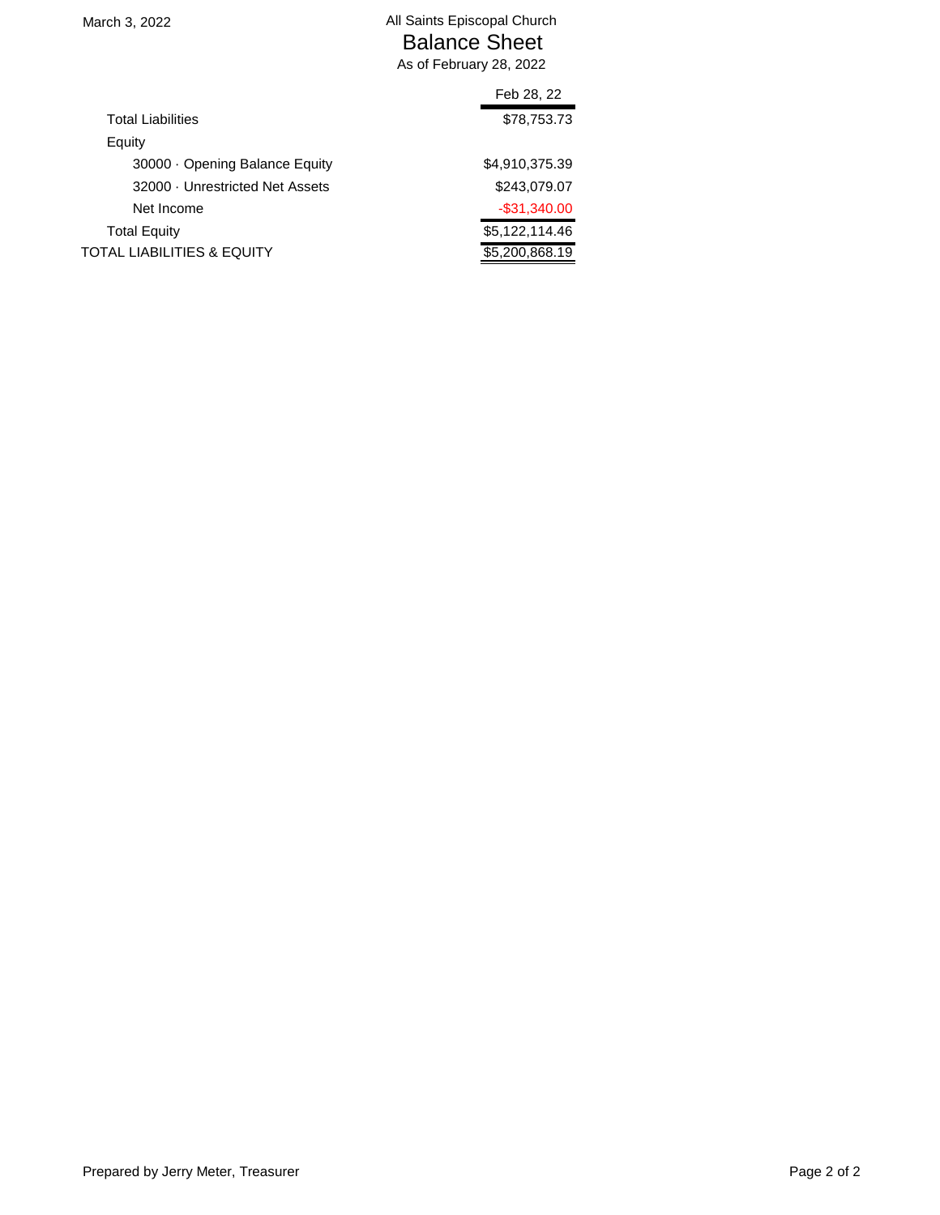All Saints Episcopal Church

# Balance Sheet

As of February 28, 2022

March 3, 2022

| | Feb 28, 22 |
|---|---|
| Total Liabilities | $78,753.73 |
| Equity | |
| 30000 · Opening Balance Equity | $4,910,375.39 |
| 32000 · Unrestricted Net Assets | $243,079.07 |
| Net Income | -$31,340.00 |
| Total Equity | $5,122,114.46 |
| TOTAL LIABILITIES & EQUITY | $5,200,868.19 |

Prepared by Jerry Meter, Treasurer